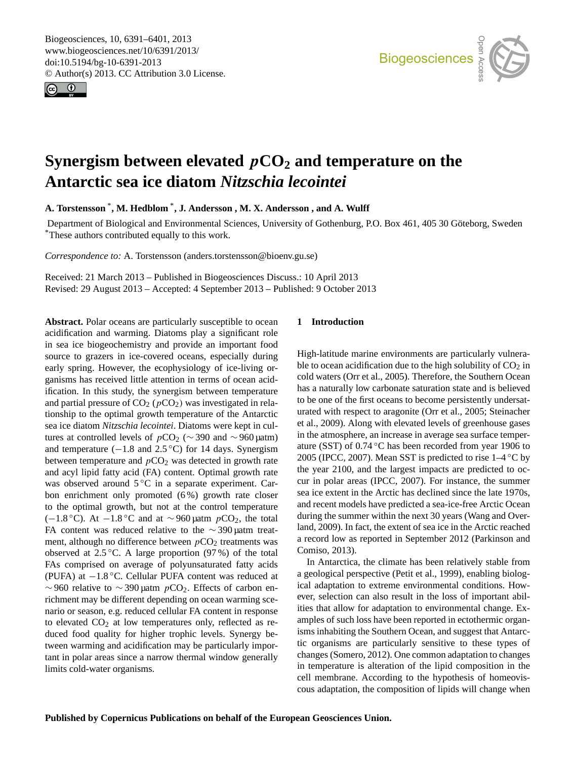# Synergism between elevated $pCO_2$ and temperature on the Antarctic sea ice diatom *Nitzschia lecointei*

**A. Torstensson[*], M. Hedblom[*], J. Andersson, M. X. Andersson, and A. Wulff**

Department of Biological and Environmental Sciences, University of Gothenburg, P.O. Box 461, 405 30 Göteborg, Sweden
[*]These authors contributed equally to this work.

*Correspondence to:* A. Torstensson (anders.torstensson@bioenv.gu.se)

Received: 21 March 2013 – Published in Biogeosciences Discuss.: 10 April 2013
Revised: 29 August 2013 – Accepted: 4 September 2013 – Published: 9 October 2013

**Abstract.** Polar oceans are particularly susceptible to ocean acidification and warming. Diatoms play a significant role in sea ice biogeochemistry and provide an important food source to grazers in ice-covered oceans, especially during early spring. However, the ecophysiology of ice-living organisms has received little attention in terms of ocean acidification. In this study, the synergism between temperature and partial pressure of $CO_2$ ($pCO_2$) was investigated in relationship to the optimal growth temperature of the Antarctic sea ice diatom *Nitzschia lecointei*. Diatoms were kept in cultures at controlled levels of $pCO_2$ ($\sim 390$ and $\sim 960$ µatm) and temperature ($-1.8$ and $2.5\,^{\circ}C$) for 14 days. Synergism between temperature and $pCO_2$ was detected in growth rate and acyl lipid fatty acid (FA) content. Optimal growth rate was observed around $5\,^{\circ}C$ in a separate experiment. Carbon enrichment only promoted (6 %) growth rate closer to the optimal growth, but not at the control temperature ($-1.8\,^{\circ}C$). At $-1.8\,^{\circ}C$ and at $\sim 960$ µatm $pCO_2$, the total FA content was reduced relative to the $\sim 390$ µatm treatment, although no difference between $pCO_2$ treatments was observed at $2.5\,^{\circ}C$. A large proportion (97 %) of the total FAs comprised on average of polyunsaturated fatty acids (PUFA) at $-1.8\,^{\circ}C$. Cellular PUFA content was reduced at $\sim 960$ relative to $\sim 390$ µatm $pCO_2$. Effects of carbon enrichment may be different depending on ocean warming scenario or season, e.g. reduced cellular FA content in response to elevated $CO_2$ at low temperatures only, reflected as reduced food quality for higher trophic levels. Synergy between warming and acidification may be particularly important in polar areas since a narrow thermal window generally limits cold-water organisms.

## 1 Introduction

High-latitude marine environments are particularly vulnerable to ocean acidification due to the high solubility of $CO_2$ in cold waters (Orr et al., 2005). Therefore, the Southern Ocean has a naturally low carbonate saturation state and is believed to be one of the first oceans to become persistently undersaturated with respect to aragonite (Orr et al., 2005; Steinacher et al., 2009). Along with elevated levels of greenhouse gases in the atmosphere, an increase in average sea surface temperature (SST) of $0.74\,^{\circ}C$ has been recorded from year 1906 to 2005 (IPCC, 2007). Mean SST is predicted to rise 1–4 $^{\circ}C$ by the year 2100, and the largest impacts are predicted to occur in polar areas (IPCC, 2007). For instance, the summer sea ice extent in the Arctic has declined since the late 1970s, and recent models have predicted a sea-ice-free Arctic Ocean during the summer within the next 30 years (Wang and Overland, 2009). In fact, the extent of sea ice in the Arctic reached a record low as reported in September 2012 (Parkinson and Comiso, 2013).

In Antarctica, the climate has been relatively stable from a geological perspective (Petit et al., 1999), enabling biological adaptation to extreme environmental conditions. However, selection can also result in the loss of important abilities that allow for adaptation to environmental change. Examples of such loss have been reported in ectothermic organisms inhabiting the Southern Ocean, and suggest that Antarctic organisms are particularly sensitive to these types of changes (Somero, 2012). One common adaptation to changes in temperature is alteration of the lipid composition in the cell membrane. According to the hypothesis of homeoviscous adaptation, the composition of lipids will change when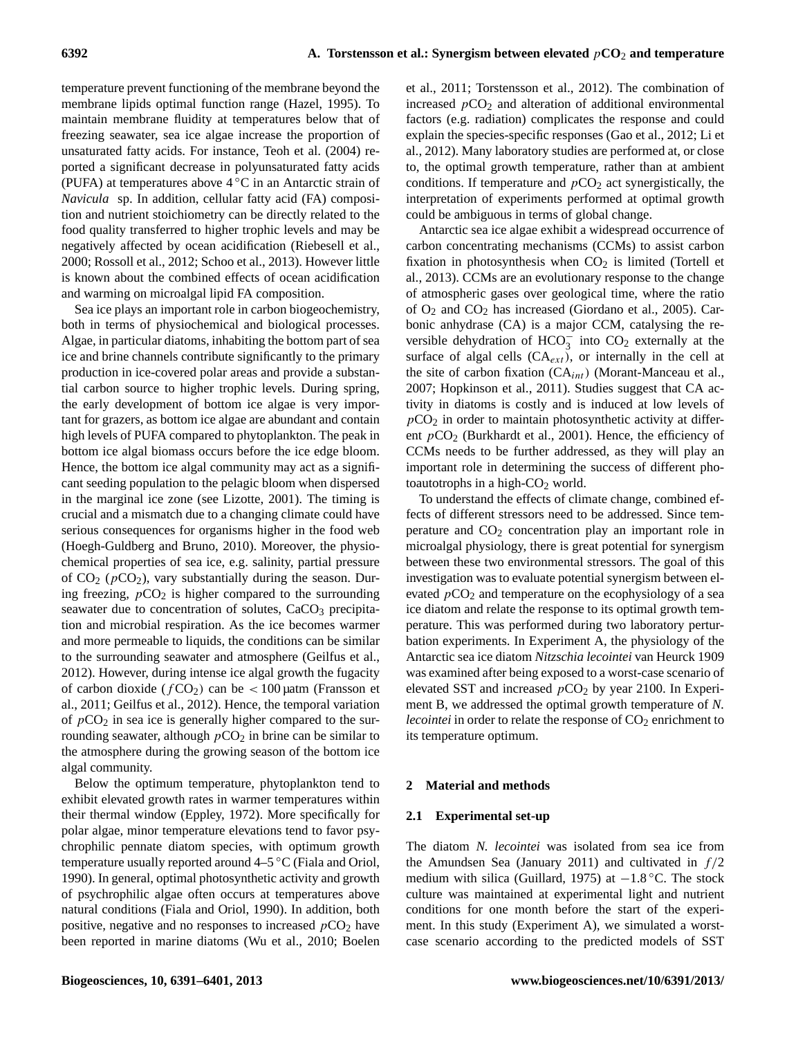temperature prevent functioning of the membrane beyond the membrane lipids optimal function range (Hazel, 1995). To maintain membrane fluidity at temperatures below that of freezing seawater, sea ice algae increase the proportion of unsaturated fatty acids. For instance, Teoh et al. (2004) reported a significant decrease in polyunsaturated fatty acids (PUFA) at temperatures above 4 °C in an Antarctic strain of *Navicula* sp. In addition, cellular fatty acid (FA) composition and nutrient stoichiometry can be directly related to the food quality transferred to higher trophic levels and may be negatively affected by ocean acidification (Riebesell et al., 2000; Rossoll et al., 2012; Schoo et al., 2013). However little is known about the combined effects of ocean acidification and warming on microalgal lipid FA composition.

Sea ice plays an important role in carbon biogeochemistry, both in terms of physiochemical and biological processes. Algae, in particular diatoms, inhabiting the bottom part of sea ice and brine channels contribute significantly to the primary production in ice-covered polar areas and provide a substantial carbon source to higher trophic levels. During spring, the early development of bottom ice algae is very important for grazers, as bottom ice algae are abundant and contain high levels of PUFA compared to phytoplankton. The peak in bottom ice algal biomass occurs before the ice edge bloom. Hence, the bottom ice algal community may act as a significant seeding population to the pelagic bloom when dispersed in the marginal ice zone (see Lizotte, 2001). The timing is crucial and a mismatch due to a changing climate could have serious consequences for organisms higher in the food web (Hoegh-Guldberg and Bruno, 2010). Moreover, the physiochemical properties of sea ice, e.g. salinity, partial pressure of $CO_2$ ($pCO_2$), vary substantially during the season. During freezing, $pCO_2$ is higher compared to the surrounding seawater due to concentration of solutes, $CaCO_3$ precipitation and microbial respiration. As the ice becomes warmer and more permeable to liquids, the conditions can be similar to the surrounding seawater and atmosphere (Geilfus et al., 2012). However, during intense ice algal growth the fugacity of carbon dioxide ($fCO_2$) can be $< 100$ µatm (Fransson et al., 2011; Geilfus et al., 2012). Hence, the temporal variation of $pCO_2$ in sea ice is generally higher compared to the surrounding seawater, although $pCO_2$ in brine can be similar to the atmosphere during the growing season of the bottom ice algal community.

Below the optimum temperature, phytoplankton tend to exhibit elevated growth rates in warmer temperatures within their thermal window (Eppley, 1972). More specifically for polar algae, minor temperature elevations tend to favor psychrophilic pennate diatom species, with optimum growth temperature usually reported around 4–5 °C (Fiala and Oriol, 1990). In general, optimal photosynthetic activity and growth of psychrophilic algae often occurs at temperatures above natural conditions (Fiala and Oriol, 1990). In addition, both positive, negative and no responses to increased $pCO_2$ have been reported in marine diatoms (Wu et al., 2010; Boelen et al., 2011; Torstensson et al., 2012). The combination of increased $pCO_2$ and alteration of additional environmental factors (e.g. radiation) complicates the response and could explain the species-specific responses (Gao et al., 2012; Li et al., 2012). Many laboratory studies are performed at, or close to, the optimal growth temperature, rather than at ambient conditions. If temperature and $pCO_2$ act synergistically, the interpretation of experiments performed at optimal growth could be ambiguous in terms of global change.

Antarctic sea ice algae exhibit a widespread occurrence of carbon concentrating mechanisms (CCMs) to assist carbon fixation in photosynthesis when $CO_2$ is limited (Tortell et al., 2013). CCMs are an evolutionary response to the change of atmospheric gases over geological time, where the ratio of $O_2$ and $CO_2$ has increased (Giordano et al., 2005). Carbonic anhydrase (CA) is a major CCM, catalysing the reversible dehydration of $HCO_3^-$ into $CO_2$ externally at the surface of algal cells ($CA_{ext}$), or internally in the cell at the site of carbon fixation ($CA_{int}$) (Morant-Manceau et al., 2007; Hopkinson et al., 2011). Studies suggest that CA activity in diatoms is costly and is induced at low levels of $pCO_2$ in order to maintain photosynthetic activity at different $pCO_2$ (Burkhardt et al., 2001). Hence, the efficiency of CCMs needs to be further addressed, as they will play an important role in determining the success of different photoautotrophs in a high-$CO_2$ world.

To understand the effects of climate change, combined effects of different stressors need to be addressed. Since temperature and $CO_2$ concentration play an important role in microalgal physiology, there is great potential for synergism between these two environmental stressors. The goal of this investigation was to evaluate potential synergism between elevated $pCO_2$ and temperature on the ecophysiology of a sea ice diatom and relate the response to its optimal growth temperature. This was performed during two laboratory perturbation experiments. In Experiment A, the physiology of the Antarctic sea ice diatom *Nitzschia lecointei* van Heurck 1909 was examined after being exposed to a worst-case scenario of elevated SST and increased $pCO_2$ by year 2100. In Experiment B, we addressed the optimal growth temperature of *N. lecointei* in order to relate the response of $CO_2$ enrichment to its temperature optimum.

## 2 Material and methods

### 2.1 Experimental set-up

The diatom *N. lecointei* was isolated from sea ice from the Amundsen Sea (January 2011) and cultivated in $f/2$ medium with silica (Guillard, 1975) at −1.8 °C. The stock culture was maintained at experimental light and nutrient conditions for one month before the start of the experiment. In this study (Experiment A), we simulated a worst-case scenario according to the predicted models of SST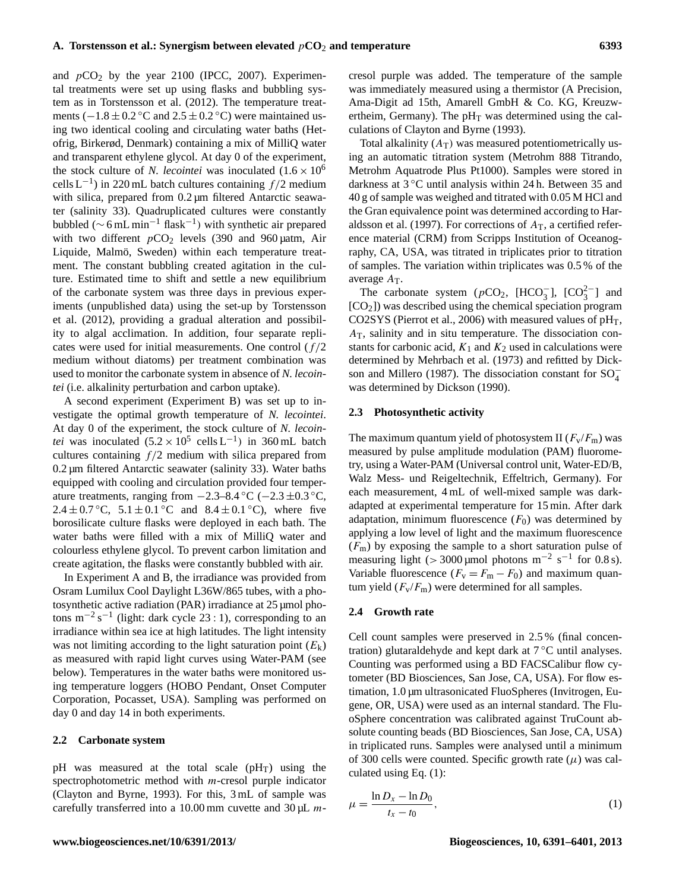and $pCO_2$ by the year 2100 (IPCC, 2007). Experimental treatments were set up using flasks and bubbling system as in Torstensson et al. (2012). The temperature treatments ($-1.8 \pm 0.2$ °C and $2.5 \pm 0.2$ °C) were maintained using two identical cooling and circulating water baths (Hetofrig, Birkerød, Denmark) containing a mix of MilliQ water and transparent ethylene glycol. At day 0 of the experiment, the stock culture of *N. lecointei* was inoculated ($1.6 \times 10^6$ cells $L^{-1}$) in 220 mL batch cultures containing $f/2$ medium with silica, prepared from 0.2 µm filtered Antarctic seawater (salinity 33). Quadruplicated cultures were constantly bubbled (~ 6 mL $min^{-1}$ $flask^{-1}$) with synthetic air prepared with two different $pCO_2$ levels (390 and 960 µatm, Air Liquide, Malmö, Sweden) within each temperature treatment. The constant bubbling created agitation in the culture. Estimated time to shift and settle a new equilibrium of the carbonate system was three days in previous experiments (unpublished data) using the set-up by Torstensson et al. (2012), providing a gradual alteration and possibility to algal acclimation. In addition, four separate replicates were used for initial measurements. One control ($f/2$ medium without diatoms) per treatment combination was used to monitor the carbonate system in absence of *N. lecointei* (i.e. alkalinity perturbation and carbon uptake).

A second experiment (Experiment B) was set up to investigate the optimal growth temperature of *N. lecointei*. At day 0 of the experiment, the stock culture of *N. lecointei* was inoculated ($5.2 \times 10^5$ cells $L^{-1}$) in 360 mL batch cultures containing $f/2$ medium with silica prepared from 0.2 µm filtered Antarctic seawater (salinity 33). Water baths equipped with cooling and circulation provided four temperature treatments, ranging from $-2.3$–$8.4$ °C ($-2.3 \pm 0.3$ °C, $2.4 \pm 0.7$ °C, $5.1 \pm 0.1$ °C and $8.4 \pm 0.1$ °C), where five borosilicate culture flasks were deployed in each bath. The water baths were filled with a mix of MilliQ water and colourless ethylene glycol. To prevent carbon limitation and create agitation, the flasks were constantly bubbled with air.

In Experiment A and B, the irradiance was provided from Osram Lumilux Cool Daylight L36W/865 tubes, with a photosynthetic active radiation (PAR) irradiance at 25 µmol photons $m^{-2}$ $s^{-1}$ (light: dark cycle 23 : 1), corresponding to an irradiance within sea ice at high latitudes. The light intensity was not limiting according to the light saturation point ($E_k$) as measured with rapid light curves using Water-PAM (see below). Temperatures in the water baths were monitored using temperature loggers (HOBO Pendant, Onset Computer Corporation, Pocasset, USA). Sampling was performed on day 0 and day 14 in both experiments.

### 2.2 Carbonate system

pH was measured at the total scale ($pH_T$) using the spectrophotometric method with *m*-cresol purple indicator (Clayton and Byrne, 1993). For this, 3 mL of sample was carefully transferred into a 10.00 mm cuvette and 30 µL *m*-cresol purple was added. The temperature of the sample was immediately measured using a thermistor (A Precision, Ama-Digit ad 15th, Amarell GmbH & Co. KG, Kreuzwertheim, Germany). The $pH_T$ was determined using the calculations of Clayton and Byrne (1993).

Total alkalinity ($A_T$) was measured potentiometrically using an automatic titration system (Metrohm 888 Titrando, Metrohm Aquatrode Plus Pt1000). Samples were stored in darkness at 3 °C until analysis within 24 h. Between 35 and 40 g of sample was weighed and titrated with 0.05 M HCl and the Gran equivalence point was determined according to Haraldsson et al. (1997). For corrections of $A_T$, a certified reference material (CRM) from Scripps Institution of Oceanography, CA, USA, was titrated in triplicates prior to titration of samples. The variation within triplicates was 0.5 % of the average $A_T$.

The carbonate system ($pCO_2$, $[HCO_3^-]$, $[CO_3^{2-}]$ and $[CO_2]$) was described using the chemical speciation program CO2SYS (Pierrot et al., 2006) with measured values of $pH_T$, $A_T$, salinity and in situ temperature. The dissociation constants for carbonic acid, $K_1$ and $K_2$ used in calculations were determined by Mehrbach et al. (1973) and refitted by Dickson and Millero (1987). The dissociation constant for $SO_4^-$ was determined by Dickson (1990).

### 2.3 Photosynthetic activity

The maximum quantum yield of photosystem II ($F_v/F_m$) was measured by pulse amplitude modulation (PAM) fluorometry, using a Water-PAM (Universal control unit, Water-ED/B, Walz Mess- und Reigeltechnik, Effeltrich, Germany). For each measurement, 4 mL of well-mixed sample was dark-adapted at experimental temperature for 15 min. After dark adaptation, minimum fluorescence ($F_0$) was determined by applying a low level of light and the maximum fluorescence ($F_m$) by exposing the sample to a short saturation pulse of measuring light (> 3000 µmol photons $m^{-2}$ $s^{-1}$ for 0.8 s). Variable fluorescence ($F_v = F_m - F_0$) and maximum quantum yield ($F_v/F_m$) were determined for all samples.

### 2.4 Growth rate

Cell count samples were preserved in 2.5 % (final concentration) glutaraldehyde and kept dark at 7 °C until analyses. Counting was performed using a BD FACSCalibur flow cytometer (BD Biosciences, San Jose, CA, USA). For flow estimation, 1.0 µm ultrasonicated FluoSpheres (Invitrogen, Eugene, OR, USA) were used as an internal standard. The FluoSphere concentration was calibrated against TruCount absolute counting beads (BD Biosciences, San Jose, CA, USA) in triplicated runs. Samples were analysed until a minimum of 300 cells were counted. Specific growth rate ($\mu$) was calculated using Eq. (1):

$$\mu = \frac{\ln D_x - \ln D_0}{t_x - t_0}, \tag{1}$$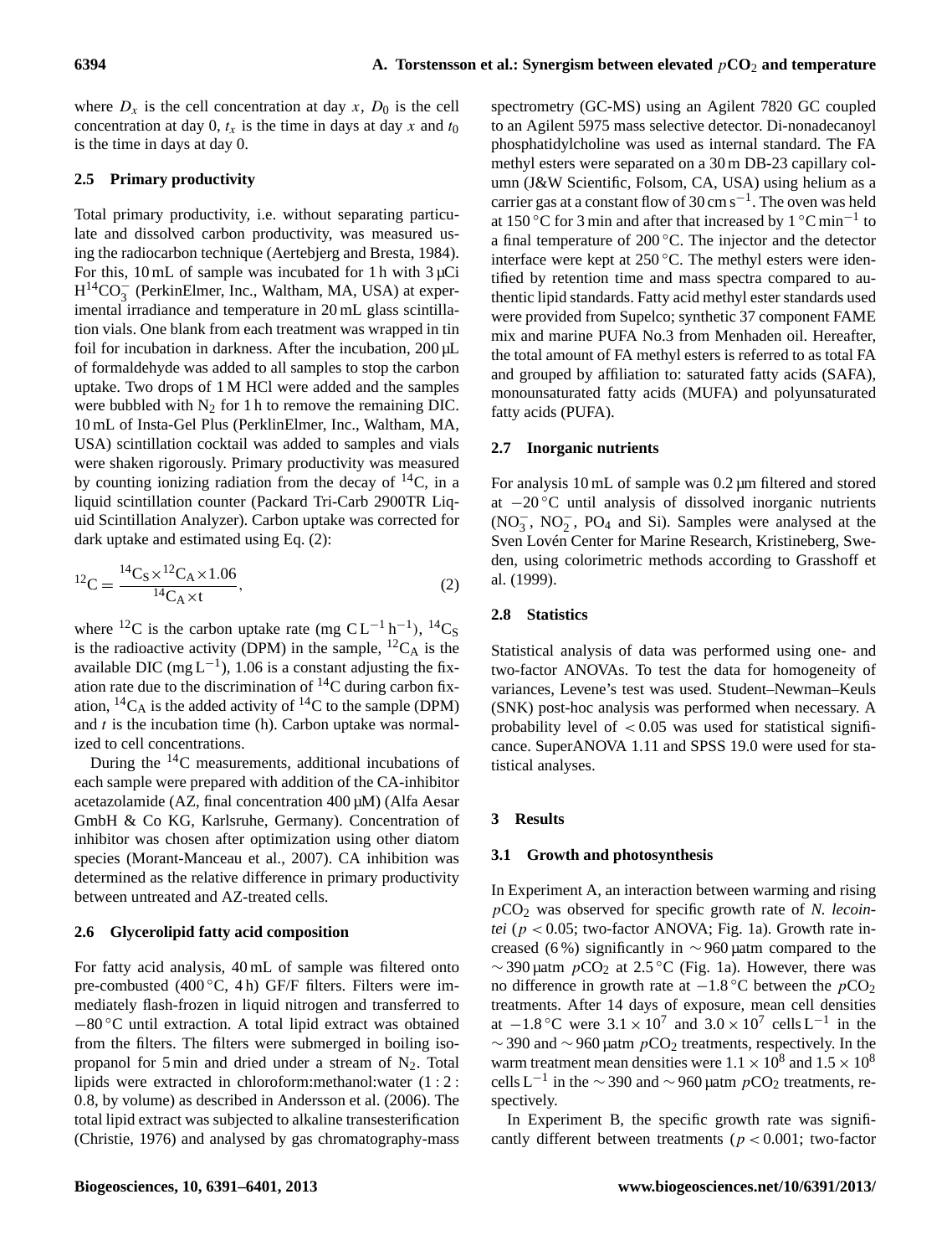where $D_x$ is the cell concentration at day $x$, $D_0$ is the cell concentration at day 0, $t_x$ is the time in days at day $x$ and $t_0$ is the time in days at day 0.

### 2.5 Primary productivity

Total primary productivity, i.e. without separating particulate and dissolved carbon productivity, was measured using the radiocarbon technique (Aertebjerg and Bresta, 1984). For this, 10 mL of sample was incubated for 1 h with 3 µCi $H^{14}CO_3^-$ (PerkinElmer, Inc., Waltham, MA, USA) at experimental irradiance and temperature in 20 mL glass scintillation vials. One blank from each treatment was wrapped in tin foil for incubation in darkness. After the incubation, 200 µL of formaldehyde was added to all samples to stop the carbon uptake. Two drops of 1 M HCl were added and the samples were bubbled with $N_2$ for 1 h to remove the remaining DIC. 10 mL of Insta-Gel Plus (PerklinElmer, Inc., Waltham, MA, USA) scintillation cocktail was added to samples and vials were shaken rigorously. Primary productivity was measured by counting ionizing radiation from the decay of $^{14}C$, in a liquid scintillation counter (Packard Tri-Carb 2900TR Liquid Scintillation Analyzer). Carbon uptake was corrected for dark uptake and estimated using Eq. (2):

$$^{12}C = \frac{^{14}C_S \times {}^{12}C_A \times 1.06}{^{14}C_A \times t}, \tag{2}$$

where $^{12}C$ is the carbon uptake rate (mg $C\,L^{-1}\,h^{-1}$), $^{14}C_S$ is the radioactive activity (DPM) in the sample, $^{12}C_A$ is the available DIC (mg $L^{-1}$), 1.06 is a constant adjusting the fixation rate due to the discrimination of $^{14}C$ during carbon fixation, $^{14}C_A$ is the added activity of $^{14}C$ to the sample (DPM) and $t$ is the incubation time (h). Carbon uptake was normalized to cell concentrations.

During the $^{14}C$ measurements, additional incubations of each sample were prepared with addition of the CA-inhibitor acetazolamide (AZ, final concentration 400 µM) (Alfa Aesar GmbH & Co KG, Karlsruhe, Germany). Concentration of inhibitor was chosen after optimization using other diatom species (Morant-Manceau et al., 2007). CA inhibition was determined as the relative difference in primary productivity between untreated and AZ-treated cells.

### 2.6 Glycerolipid fatty acid composition

For fatty acid analysis, 40 mL of sample was filtered onto pre-combusted (400 °C, 4 h) GF/F filters. Filters were immediately flash-frozen in liquid nitrogen and transferred to −80 °C until extraction. A total lipid extract was obtained from the filters. The filters were submerged in boiling isopropanol for 5 min and dried under a stream of $N_2$. Total lipids were extracted in chloroform:methanol:water (1 : 2 : 0.8, by volume) as described in Andersson et al. (2006). The total lipid extract was subjected to alkaline transesterification (Christie, 1976) and analysed by gas chromatography-mass spectrometry (GC-MS) using an Agilent 7820 GC coupled to an Agilent 5975 mass selective detector. Di-nonadecanoyl phosphatidylcholine was used as internal standard. The FA methyl esters were separated on a 30 m DB-23 capillary column (J&W Scientific, Folsom, CA, USA) using helium as a carrier gas at a constant flow of 30 $cm\,s^{-1}$. The oven was held at 150 °C for 3 min and after that increased by 1 °C $min^{-1}$ to a final temperature of 200 °C. The injector and the detector interface were kept at 250 °C. The methyl esters were identified by retention time and mass spectra compared to authentic lipid standards. Fatty acid methyl ester standards used were provided from Supelco; synthetic 37 component FAME mix and marine PUFA No.3 from Menhaden oil. Hereafter, the total amount of FA methyl esters is referred to as total FA and grouped by affiliation to: saturated fatty acids (SAFA), monounsaturated fatty acids (MUFA) and polyunsaturated fatty acids (PUFA).

### 2.7 Inorganic nutrients

For analysis 10 mL of sample was 0.2 µm filtered and stored at −20 °C until analysis of dissolved inorganic nutrients ($NO_3^-$, $NO_2^-$, $PO_4$ and Si). Samples were analysed at the Sven Lovén Center for Marine Research, Kristineberg, Sweden, using colorimetric methods according to Grasshoff et al. (1999).

### 2.8 Statistics

Statistical analysis of data was performed using one- and two-factor ANOVAs. To test the data for homogeneity of variances, Levene's test was used. Student–Newman–Keuls (SNK) post-hoc analysis was performed when necessary. A probability level of $< 0.05$ was used for statistical significance. SuperANOVA 1.11 and SPSS 19.0 were used for statistical analyses.

## 3 Results

### 3.1 Growth and photosynthesis

In Experiment A, an interaction between warming and rising $pCO_2$ was observed for specific growth rate of *N. lecointei* ($p < 0.05$; two-factor ANOVA; Fig. 1a). Growth rate increased (6 %) significantly in ∼ 960 µatm compared to the ∼ 390 µatm $pCO_2$ at 2.5 °C (Fig. 1a). However, there was no difference in growth rate at −1.8 °C between the $pCO_2$ treatments. After 14 days of exposure, mean cell densities at −1.8 °C were $3.1 \times 10^7$ and $3.0 \times 10^7$ cells $L^{-1}$ in the ∼ 390 and ∼ 960 µatm $pCO_2$ treatments, respectively. In the warm treatment mean densities were $1.1 \times 10^8$ and $1.5 \times 10^8$ cells $L^{-1}$ in the ∼ 390 and ∼ 960 µatm $pCO_2$ treatments, respectively.

In Experiment B, the specific growth rate was significantly different between treatments ($p < 0.001$; two-factor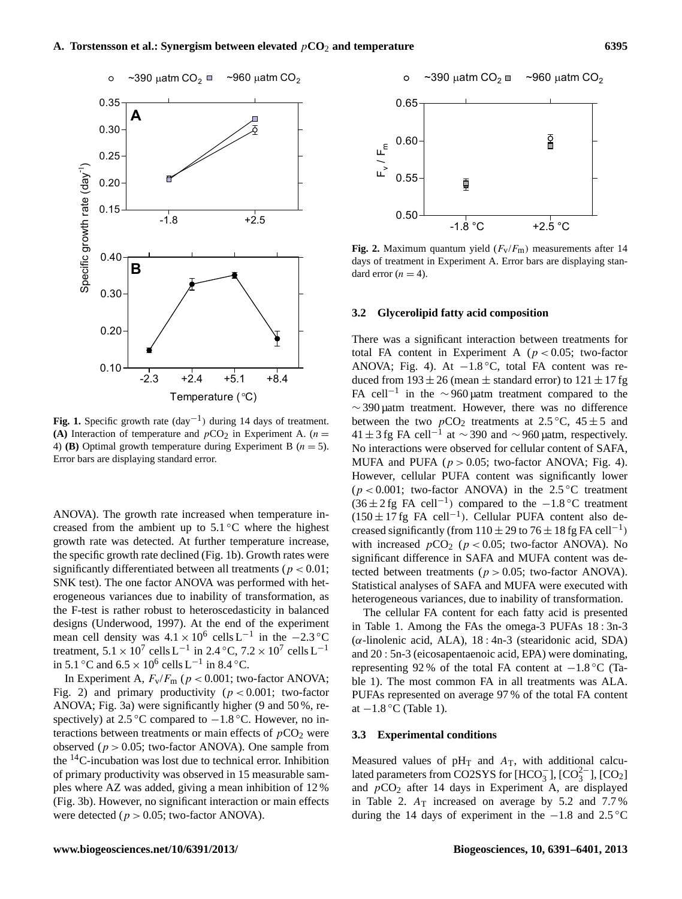**Fig. 1.** Specific growth rate ($day^{-1}$) during 14 days of treatment. **(A)** Interaction of temperature and $pCO_2$ in Experiment A. ($n = 4$) **(B)** Optimal growth temperature during Experiment B ($n = 5$). Error bars are displaying standard error.

ANOVA). The growth rate increased when temperature increased from the ambient up to 5.1 °C where the highest growth rate was detected. At further temperature increase, the specific growth rate declined (Fig. 1b). Growth rates were significantly differentiated between all treatments ($p < 0.01$; SNK test). The one factor ANOVA was performed with heterogeneous variances due to inability of transformation, as the F-test is rather robust to heteroscedasticity in balanced designs (Underwood, 1997). At the end of the experiment mean cell density was $4.1 \times 10^6$ cells $L^{-1}$ in the −2.3 °C treatment, $5.1 \times 10^7$ cells $L^{-1}$ in 2.4 °C, $7.2 \times 10^7$ cells $L^{-1}$ in 5.1 °C and $6.5 \times 10^6$ cells $L^{-1}$ in 8.4 °C.

In Experiment A, $F_V/F_m$ ($p < 0.001$; two-factor ANOVA; Fig. 2) and primary productivity ($p < 0.001$; two-factor ANOVA; Fig. 3a) were significantly higher (9 and 50 %, respectively) at 2.5 °C compared to −1.8 °C. However, no interactions between treatments or main effects of $pCO_2$ were observed ($p > 0.05$; two-factor ANOVA). One sample from the $^{14}C$-incubation was lost due to technical error. Inhibition of primary productivity was observed in 15 measurable samples where AZ was added, giving a mean inhibition of 12 % (Fig. 3b). However, no significant interaction or main effects were detected ($p > 0.05$; two-factor ANOVA).

**Fig. 2.** Maximum quantum yield ($F_V/F_m$) measurements after 14 days of treatment in Experiment A. Error bars are displaying standard error ($n = 4$).

### 3.2 Glycerolipid fatty acid composition

There was a significant interaction between treatments for total FA content in Experiment A ($p < 0.05$; two-factor ANOVA; Fig. 4). At −1.8 °C, total FA content was reduced from $193 \pm 26$ (mean ± standard error) to $121 \pm 17$ fg FA $cell^{-1}$ in the ∼960 µatm treatment compared to the ∼390 µatm treatment. However, there was no difference between the two $pCO_2$ treatments at 2.5 °C, $45 \pm 5$ and $41 \pm 3$ fg FA $cell^{-1}$ at ∼390 and ∼960 µatm, respectively. No interactions were observed for cellular content of SAFA, MUFA and PUFA ($p > 0.05$; two-factor ANOVA; Fig. 4). However, cellular PUFA content was significantly lower ($p < 0.001$; two-factor ANOVA) in the 2.5 °C treatment ($36 \pm 2$ fg FA $cell^{-1}$) compared to the −1.8 °C treatment ($150 \pm 17$ fg FA $cell^{-1}$). Cellular PUFA content also decreased significantly (from $110 \pm 29$ to $76 \pm 18$ fg FA $cell^{-1}$) with increased $pCO_2$ ($p < 0.05$; two-factor ANOVA). No significant difference in SAFA and MUFA content was detected between treatments ($p > 0.05$; two-factor ANOVA). Statistical analyses of SAFA and MUFA were executed with heterogeneous variances, due to inability of transformation.

The cellular FA content for each fatty acid is presented in Table 1. Among the FAs the omega-3 PUFAs 18 : 3n-3 ($\alpha$-linolenic acid, ALA), 18 : 4n-3 (stearidonic acid, SDA) and 20 : 5n-3 (eicosapentaenoic acid, EPA) were dominating, representing 92 % of the total FA content at −1.8 °C (Table 1). The most common FA in all treatments was ALA. PUFAs represented on average 97 % of the total FA content at −1.8 °C (Table 1).

### 3.3 Experimental conditions

Measured values of $pH_T$ and $A_T$, with additional calculated parameters from CO2SYS for $[HCO_3^-]$, $[CO_3^{2-}]$, $[CO_2]$ and $pCO_2$ after 14 days in Experiment A, are displayed in Table 2. $A_T$ increased on average by 5.2 and 7.7 % during the 14 days of experiment in the −1.8 and 2.5 °C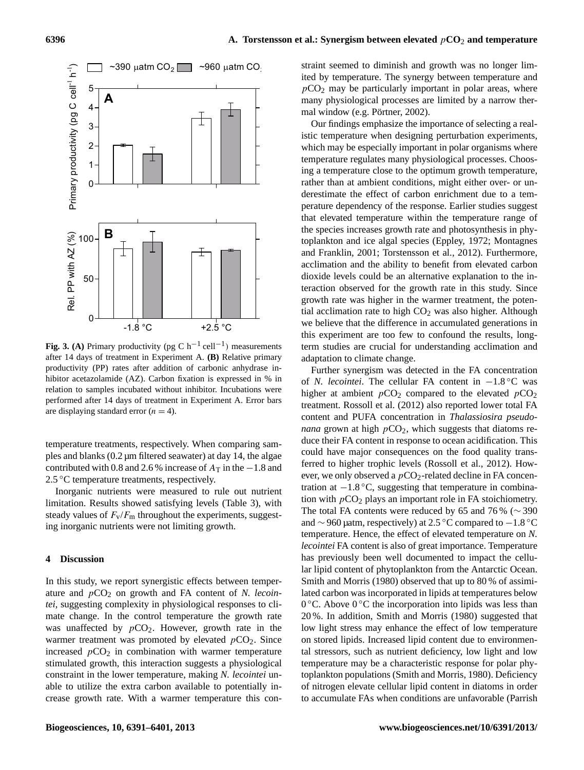**Fig. 3. (A)** Primary productivity (pg C $h^{-1}$ $cell^{-1}$) measurements after 14 days of treatment in Experiment A. **(B)** Relative primary productivity (PP) rates after addition of carbonic anhydrase inhibitor acetazolamide (AZ). Carbon fixation is expressed in % in relation to samples incubated without inhibitor. Incubations were performed after 14 days of treatment in Experiment A. Error bars are displaying standard error ($n = 4$).

temperature treatments, respectively. When comparing samples and blanks (0.2 µm filtered seawater) at day 14, the algae contributed with 0.8 and 2.6 % increase of $A_T$ in the −1.8 and 2.5 °C temperature treatments, respectively.

Inorganic nutrients were measured to rule out nutrient limitation. Results showed satisfying levels (Table 3), with steady values of $F_v/F_m$ throughout the experiments, suggesting inorganic nutrients were not limiting growth.

## 4 Discussion

In this study, we report synergistic effects between temperature and $pCO_2$ on growth and FA content of *N. lecointei*, suggesting complexity in physiological responses to climate change. In the control temperature the growth rate was unaffected by $pCO_2$. However, growth rate in the warmer treatment was promoted by elevated $pCO_2$. Since increased $pCO_2$ in combination with warmer temperature stimulated growth, this interaction suggests a physiological constraint in the lower temperature, making *N. lecointei* unable to utilize the extra carbon available to potentially increase growth rate. With a warmer temperature this constraint seemed to diminish and growth was no longer limited by temperature. The synergy between temperature and $pCO_2$ may be particularly important in polar areas, where many physiological processes are limited by a narrow thermal window (e.g. Pörtner, 2002).

Our findings emphasize the importance of selecting a realistic temperature when designing perturbation experiments, which may be especially important in polar organisms where temperature regulates many physiological processes. Choosing a temperature close to the optimum growth temperature, rather than at ambient conditions, might either over- or underestimate the effect of carbon enrichment due to a temperature dependency of the response. Earlier studies suggest that elevated temperature within the temperature range of the species increases growth rate and photosynthesis in phytoplankton and ice algal species (Eppley, 1972; Montagnes and Franklin, 2001; Torstensson et al., 2012). Furthermore, acclimation and the ability to benefit from elevated carbon dioxide levels could be an alternative explanation to the interaction observed for the growth rate in this study. Since growth rate was higher in the warmer treatment, the potential acclimation rate to high $CO_2$ was also higher. Although we believe that the difference in accumulated generations in this experiment are too few to confound the results, long-term studies are crucial for understanding acclimation and adaptation to climate change.

Further synergism was detected in the FA concentration of *N. lecointei*. The cellular FA content in −1.8 °C was higher at ambient $pCO_2$ compared to the elevated $pCO_2$ treatment. Rossoll et al. (2012) also reported lower total FA content and PUFA concentration in *Thalassiosira pseudonana* grown at high $pCO_2$, which suggests that diatoms reduce their FA content in response to ocean acidification. This could have major consequences on the food quality transferred to higher trophic levels (Rossoll et al., 2012). However, we only observed a $pCO_2$-related decline in FA concentration at −1.8 °C, suggesting that temperature in combination with $pCO_2$ plays an important role in FA stoichiometry. The total FA contents were reduced by 65 and 76 % (∼ 390 and ∼ 960 µatm, respectively) at 2.5 °C compared to −1.8 °C temperature. Hence, the effect of elevated temperature on *N. lecointei* FA content is also of great importance. Temperature has previously been well documented to impact the cellular lipid content of phytoplankton from the Antarctic Ocean. Smith and Morris (1980) observed that up to 80 % of assimilated carbon was incorporated in lipids at temperatures below 0 °C. Above 0 °C the incorporation into lipids was less than 20 %. In addition, Smith and Morris (1980) suggested that low light stress may enhance the effect of low temperature on stored lipids. Increased lipid content due to environmental stressors, such as nutrient deficiency, low light and low temperature may be a characteristic response for polar phytoplankton populations (Smith and Morris, 1980). Deficiency of nitrogen elevate cellular lipid content in diatoms in order to accumulate FAs when conditions are unfavorable (Parrish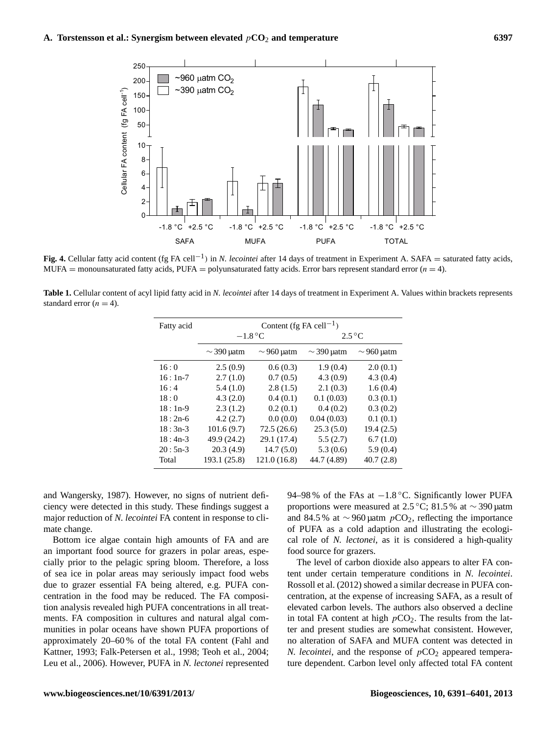**Fig. 4.** Cellular fatty acid content (fg FA cell$^{-1}$) in *N. lecointei* after 14 days of treatment in Experiment A. SAFA = saturated fatty acids, MUFA = monounsaturated fatty acids, PUFA = polyunsaturated fatty acids. Error bars represent standard error ($n = 4$).

**Table 1.** Cellular content of acyl lipid fatty acid in *N. lecointei* after 14 days of treatment in Experiment A. Values within brackets represents standard error ($n = 4$).

| Fatty acid | Content (fg FA cell$^{-1}$) | | | |
|---|---|---|---|---|
| | −1.8 °C | | 2.5 °C | |
| | ∼ 390 µatm | ∼ 960 µatm | ∼ 390 µatm | ∼ 960 µatm |
| 16 : 0 | 2.5 (0.9) | 0.6 (0.3) | 1.9 (0.4) | 2.0 (0.1) |
| 16 : 1n-7 | 2.7 (1.0) | 0.7 (0.5) | 4.3 (0.9) | 4.3 (0.4) |
| 16 : 4 | 5.4 (1.0) | 2.8 (1.5) | 2.1 (0.3) | 1.6 (0.4) |
| 18 : 0 | 4.3 (2.0) | 0.4 (0.1) | 0.1 (0.03) | 0.3 (0.1) |
| 18 : 1n-9 | 2.3 (1.2) | 0.2 (0.1) | 0.4 (0.2) | 0.3 (0.2) |
| 18 : 2n-6 | 4.2 (2.7) | 0.0 (0.0) | 0.04 (0.03) | 0.1 (0.1) |
| 18 : 3n-3 | 101.6 (9.7) | 72.5 (26.6) | 25.3 (5.0) | 19.4 (2.5) |
| 18 : 4n-3 | 49.9 (24.2) | 29.1 (17.4) | 5.5 (2.7) | 6.7 (1.0) |
| 20 : 5n-3 | 20.3 (4.9) | 14.7 (5.0) | 5.3 (0.6) | 5.9 (0.4) |
| Total | 193.1 (25.8) | 121.0 (16.8) | 44.7 (4.89) | 40.7 (2.8) |

and Wangersky, 1987). However, no signs of nutrient deficiency were detected in this study. These findings suggest a major reduction of *N. lecointei* FA content in response to climate change.

Bottom ice algae contain high amounts of FA and are an important food source for grazers in polar areas, especially prior to the pelagic spring bloom. Therefore, a loss of sea ice in polar areas may seriously impact food webs due to grazer essential FA being altered, e.g. PUFA concentration in the food may be reduced. The FA composition analysis revealed high PUFA concentrations in all treatments. FA composition in cultures and natural algal communities in polar oceans have shown PUFA proportions of approximately 20–60 % of the total FA content (Fahl and Kattner, 1993; Falk-Petersen et al., 1998; Teoh et al., 2004; Leu et al., 2006). However, PUFA in *N. lectonei* represented 94–98 % of the FAs at −1.8 °C. Significantly lower PUFA proportions were measured at 2.5 °C; 81.5 % at ∼ 390 µatm and 84.5 % at ∼ 960 µatm $pCO_2$, reflecting the importance of PUFA as a cold adaption and illustrating the ecological role of *N. lectonei*, as it is considered a high-quality food source for grazers.

The level of carbon dioxide also appears to alter FA content under certain temperature conditions in *N. lecointei*. Rossoll et al. (2012) showed a similar decrease in PUFA concentration, at the expense of increasing SAFA, as a result of elevated carbon levels. The authors also observed a decline in total FA content at high $pCO_2$. The results from the latter and present studies are somewhat consistent. However, no alteration of SAFA and MUFA content was detected in *N. lecointei*, and the response of $pCO_2$ appeared temperature dependent. Carbon level only affected total FA content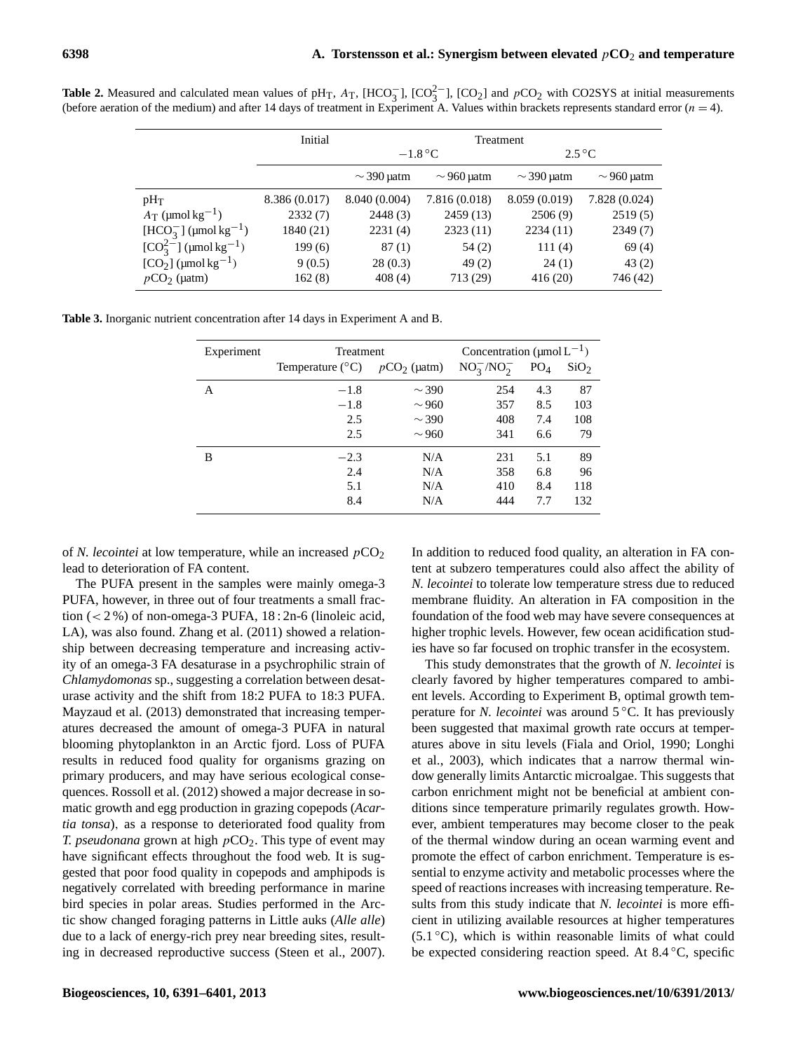**Table 2.** Measured and calculated mean values of $pH_T$, $A_T$, $[HCO_3^-]$, $[CO_3^{2-}]$, $[CO_2]$ and $pCO_2$ with CO2SYS at initial measurements (before aeration of the medium) and after 14 days of treatment in Experiment A. Values within brackets represents standard error ($n = 4$).

| | Initial | Treatment | | | |
|---|---|---|---|---|---|
| | | −1.8 °C | | 2.5 °C | |
| | | ∼ 390 µatm | ∼ 960 µatm | ∼ 390 µatm | ∼ 960 µatm |
| $pH_T$ | 8.386 (0.017) | 8.040 (0.004) | 7.816 (0.018) | 8.059 (0.019) | 7.828 (0.024) |
| $A_T$ (µmol $kg^{-1}$) | 2332 (7) | 2448 (3) | 2459 (13) | 2506 (9) | 2519 (5) |
| $[HCO_3^-]$ (µmol $kg^{-1}$) | 1840 (21) | 2231 (4) | 2323 (11) | 2234 (11) | 2349 (7) |
| $[CO_3^{2-}]$ (µmol $kg^{-1}$) | 199 (6) | 87 (1) | 54 (2) | 111 (4) | 69 (4) |
| $[CO_2]$ (µmol $kg^{-1}$) | 9 (0.5) | 28 (0.3) | 49 (2) | 24 (1) | 43 (2) |
| $pCO_2$ (µatm) | 162 (8) | 408 (4) | 713 (29) | 416 (20) | 746 (42) |

**Table 3.** Inorganic nutrient concentration after 14 days in Experiment A and B.

| Experiment | Treatment | | Concentration (µmol $L^{-1}$) | | |
|---|---|---|---|---|---|
| | Temperature (°C) | $pCO_2$ (µatm) | $NO_3^-/NO_2^-$ | $PO_4$ | $SiO_2$ |
| A | −1.8 | ∼ 390 | 254 | 4.3 | 87 |
| | −1.8 | ∼ 960 | 357 | 8.5 | 103 |
| | 2.5 | ∼ 390 | 408 | 7.4 | 108 |
| | 2.5 | ∼ 960 | 341 | 6.6 | 79 |
| B | −2.3 | N/A | 231 | 5.1 | 89 |
| | 2.4 | N/A | 358 | 6.8 | 96 |
| | 5.1 | N/A | 410 | 8.4 | 118 |
| | 8.4 | N/A | 444 | 7.7 | 132 |

of *N. lecointei* at low temperature, while an increased $pCO_2$ lead to deterioration of FA content.

The PUFA present in the samples were mainly omega-3 PUFA, however, in three out of four treatments a small fraction (< 2 %) of non-omega-3 PUFA, 18 : 2n-6 (linoleic acid, LA), was also found. Zhang et al. (2011) showed a relationship between decreasing temperature and increasing activity of an omega-3 FA desaturase in a psychrophilic strain of *Chlamydomonas* sp., suggesting a correlation between desaturase activity and the shift from 18:2 PUFA to 18:3 PUFA. Mayzaud et al. (2013) demonstrated that increasing temperatures decreased the amount of omega-3 PUFA in natural blooming phytoplankton in an Arctic fjord. Loss of PUFA results in reduced food quality for organisms grazing on primary producers, and may have serious ecological consequences. Rossoll et al. (2012) showed a major decrease in somatic growth and egg production in grazing copepods (*Acartia tonsa*), as a response to deteriorated food quality from *T. pseudonana* grown at high $pCO_2$. This type of event may have significant effects throughout the food web. It is suggested that poor food quality in copepods and amphipods is negatively correlated with breeding performance in marine bird species in polar areas. Studies performed in the Arctic show changed foraging patterns in Little auks (*Alle alle*) due to a lack of energy-rich prey near breeding sites, resulting in decreased reproductive success (Steen et al., 2007). In addition to reduced food quality, an alteration in FA content at subzero temperatures could also affect the ability of *N. lecointei* to tolerate low temperature stress due to reduced membrane fluidity. An alteration in FA composition in the foundation of the food web may have severe consequences at higher trophic levels. However, few ocean acidification studies have so far focused on trophic transfer in the ecosystem.

This study demonstrates that the growth of *N. lecointei* is clearly favored by higher temperatures compared to ambient levels. According to Experiment B, optimal growth temperature for *N. lecointei* was around 5 °C. It has previously been suggested that maximal growth rate occurs at temperatures above in situ levels (Fiala and Oriol, 1990; Longhi et al., 2003), which indicates that a narrow thermal window generally limits Antarctic microalgae. This suggests that carbon enrichment might not be beneficial at ambient conditions since temperature primarily regulates growth. However, ambient temperatures may become closer to the peak of the thermal window during an ocean warming event and promote the effect of carbon enrichment. Temperature is essential to enzyme activity and metabolic processes where the speed of reactions increases with increasing temperature. Results from this study indicate that *N. lecointei* is more efficient in utilizing available resources at higher temperatures (5.1 °C), which is within reasonable limits of what could be expected considering reaction speed. At 8.4 °C, specific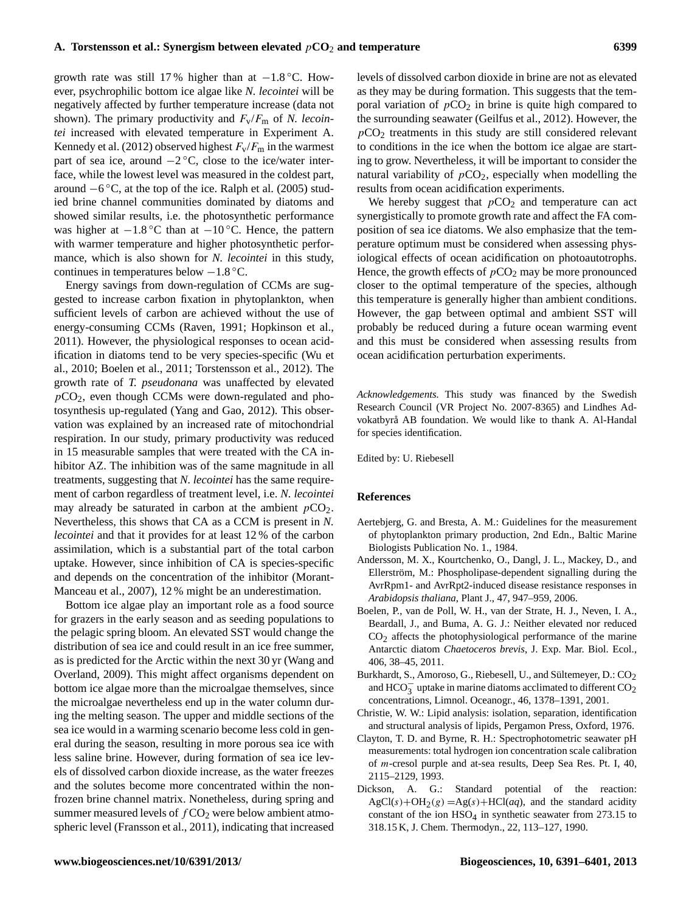growth rate was still 17 % higher than at −1.8 °C. However, psychrophilic bottom ice algae like *N. lecointei* will be negatively affected by further temperature increase (data not shown). The primary productivity and $F_v/F_m$ of *N. lecointei* increased with elevated temperature in Experiment A. Kennedy et al. (2012) observed highest $F_v/F_m$ in the warmest part of sea ice, around −2 °C, close to the ice/water interface, while the lowest level was measured in the coldest part, around −6 °C, at the top of the ice. Ralph et al. (2005) studied brine channel communities dominated by diatoms and showed similar results, i.e. the photosynthetic performance was higher at −1.8 °C than at −10 °C. Hence, the pattern with warmer temperature and higher photosynthetic performance, which is also shown for *N. lecointei* in this study, continues in temperatures below −1.8 °C.

Energy savings from down-regulation of CCMs are suggested to increase carbon fixation in phytoplankton, when sufficient levels of carbon are achieved without the use of energy-consuming CCMs (Raven, 1991; Hopkinson et al., 2011). However, the physiological responses to ocean acidification in diatoms tend to be very species-specific (Wu et al., 2010; Boelen et al., 2011; Torstensson et al., 2012). The growth rate of *T. pseudonana* was unaffected by elevated $p\mathrm{CO_2}$, even though CCMs were down-regulated and photosynthesis up-regulated (Yang and Gao, 2012). This observation was explained by an increased rate of mitochondrial respiration. In our study, primary productivity was reduced in 15 measurable samples that were treated with the CA inhibitor AZ. The inhibition was of the same magnitude in all treatments, suggesting that *N. lecointei* has the same requirement of carbon regardless of treatment level, i.e. *N. lecointei* may already be saturated in carbon at the ambient $p\mathrm{CO_2}$. Nevertheless, this shows that CA as a CCM is present in *N. lecointei* and that it provides for at least 12 % of the carbon assimilation, which is a substantial part of the total carbon uptake. However, since inhibition of CA is species-specific and depends on the concentration of the inhibitor (Morant-Manceau et al., 2007), 12 % might be an underestimation.

Bottom ice algae play an important role as a food source for grazers in the early season and as seeding populations to the pelagic spring bloom. An elevated SST would change the distribution of sea ice and could result in an ice free summer, as is predicted for the Arctic within the next 30 yr (Wang and Overland, 2009). This might affect organisms dependent on bottom ice algae more than the microalgae themselves, since the microalgae nevertheless end up in the water column during the melting season. The upper and middle sections of the sea ice would in a warming scenario become less cold in general during the season, resulting in more porous sea ice with less saline brine. However, during formation of sea ice levels of dissolved carbon dioxide increase, as the water freezes and the solutes become more concentrated within the non-frozen brine channel matrix. Nonetheless, during spring and summer measured levels of $f\mathrm{CO_2}$ were below ambient atmospheric level (Fransson et al., 2011), indicating that increased levels of dissolved carbon dioxide in brine are not as elevated as they may be during formation. This suggests that the temporal variation of $p\mathrm{CO_2}$ in brine is quite high compared to the surrounding seawater (Geilfus et al., 2012). However, the $p\mathrm{CO_2}$ treatments in this study are still considered relevant to conditions in the ice when the bottom ice algae are starting to grow. Nevertheless, it will be important to consider the natural variability of $p\mathrm{CO_2}$, especially when modelling the results from ocean acidification experiments.

We hereby suggest that $p\mathrm{CO_2}$ and temperature can act synergistically to promote growth rate and affect the FA composition of sea ice diatoms. We also emphasize that the temperature optimum must be considered when assessing physiological effects of ocean acidification on photoautotrophs. Hence, the growth effects of $p\mathrm{CO_2}$ may be more pronounced closer to the optimal temperature of the species, although this temperature is generally higher than ambient conditions. However, the gap between optimal and ambient SST will probably be reduced during a future ocean warming event and this must be considered when assessing results from ocean acidification perturbation experiments.

*Acknowledgements.* This study was financed by the Swedish Research Council (VR Project No. 2007-8365) and Lindhes Advokatbyrå AB foundation. We would like to thank A. Al-Handal for species identification.

Edited by: U. Riebesell

## References

Aertebjerg, G. and Bresta, A. M.: Guidelines for the measurement of phytoplankton primary production, 2nd Edn., Baltic Marine Biologists Publication No. 1., 1984.

Andersson, M. X., Kourtchenko, O., Dangl, J. L., Mackey, D., and Ellerström, M.: Phospholipase-dependent signalling during the AvrRpm1- and AvrRpt2-induced disease resistance responses in *Arabidopsis thaliana*, Plant J., 47, 947–959, 2006.

Boelen, P., van de Poll, W. H., van der Strate, H. J., Neven, I. A., Beardall, J., and Buma, A. G. J.: Neither elevated nor reduced $\mathrm{CO_2}$ affects the photophysiological performance of the marine Antarctic diatom *Chaetoceros brevis*, J. Exp. Mar. Biol. Ecol., 406, 38–45, 2011.

Burkhardt, S., Amoroso, G., Riebesell, U., and Sültemeyer, D.: $\mathrm{CO_2}$ and $\mathrm{HCO_3^-}$ uptake in marine diatoms acclimated to different $\mathrm{CO_2}$ concentrations, Limnol. Oceanogr., 46, 1378–1391, 2001.

Christie, W. W.: Lipid analysis: isolation, separation, identification and structural analysis of lipids, Pergamon Press, Oxford, 1976.

Clayton, T. D. and Byrne, R. H.: Spectrophotometric seawater pH measurements: total hydrogen ion concentration scale calibration of *m*-cresol purple and at-sea results, Deep Sea Res. Pt. I, 40, 2115–2129, 1993.

Dickson, A. G.: Standard potential of the reaction: $\mathrm{AgCl}(s)+\mathrm{OH_2}(g)=\mathrm{Ag}(s)+\mathrm{HCl}(aq)$, and the standard acidity constant of the ion $\mathrm{HSO_4}$ in synthetic seawater from 273.15 to 318.15 K, J. Chem. Thermodyn., 22, 113–127, 1990.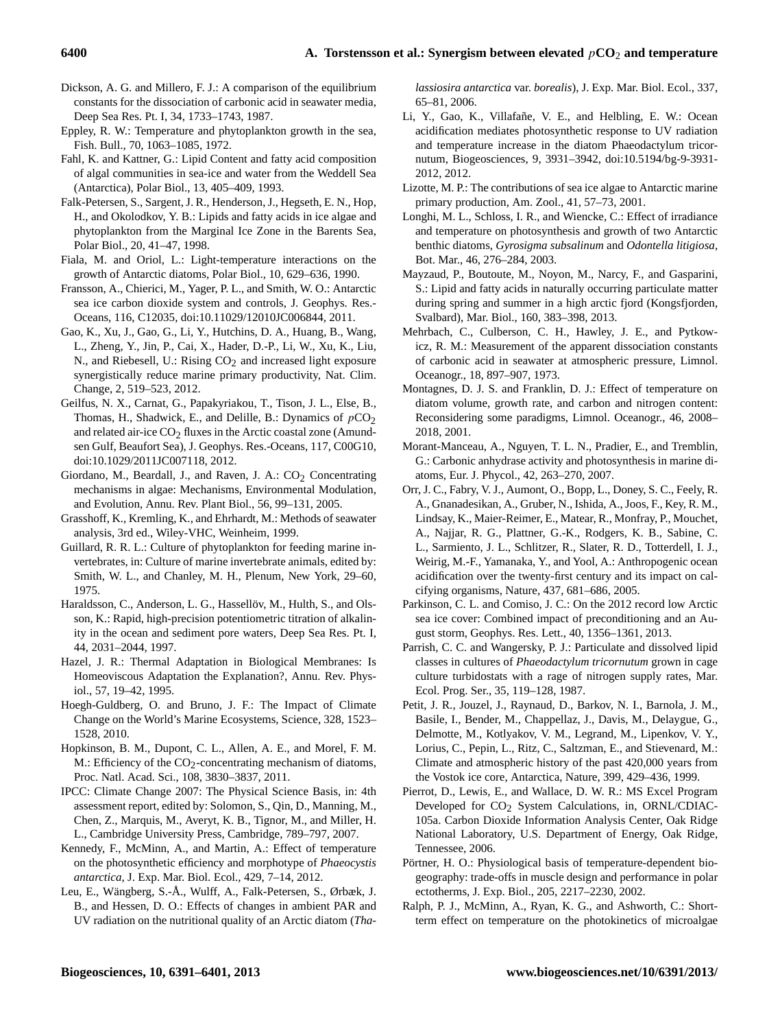Dickson, A. G. and Millero, F. J.: A comparison of the equilibrium constants for the dissociation of carbonic acid in seawater media, Deep Sea Res. Pt. I, 34, 1733–1743, 1987.

Eppley, R. W.: Temperature and phytoplankton growth in the sea, Fish. Bull., 70, 1063–1085, 1972.

Fahl, K. and Kattner, G.: Lipid Content and fatty acid composition of algal communities in sea-ice and water from the Weddell Sea (Antarctica), Polar Biol., 13, 405–409, 1993.

Falk-Petersen, S., Sargent, J. R., Henderson, J., Hegseth, E. N., Hop, H., and Okolodkov, Y. B.: Lipids and fatty acids in ice algae and phytoplankton from the Marginal Ice Zone in the Barents Sea, Polar Biol., 20, 41–47, 1998.

Fiala, M. and Oriol, L.: Light-temperature interactions on the growth of Antarctic diatoms, Polar Biol., 10, 629–636, 1990.

Fransson, A., Chierici, M., Yager, P. L., and Smith, W. O.: Antarctic sea ice carbon dioxide system and controls, J. Geophys. Res.-Oceans, 116, C12035, doi:10.11029/12010JC006844, 2011.

Gao, K., Xu, J., Gao, G., Li, Y., Hutchins, D. A., Huang, B., Wang, L., Zheng, Y., Jin, P., Cai, X., Hader, D.-P., Li, W., Xu, K., Liu, N., and Riebesell, U.: Rising $CO_2$ and increased light exposure synergistically reduce marine primary productivity, Nat. Clim. Change, 2, 519–523, 2012.

Geilfus, N. X., Carnat, G., Papakyriakou, T., Tison, J. L., Else, B., Thomas, H., Shadwick, E., and Delille, B.: Dynamics of $p$CO$_2$ and related air-ice $CO_2$ fluxes in the Arctic coastal zone (Amundsen Gulf, Beaufort Sea), J. Geophys. Res.-Oceans, 117, C00G10, doi:10.1029/2011JC007118, 2012.

Giordano, M., Beardall, J., and Raven, J. A.: $CO_2$ Concentrating mechanisms in algae: Mechanisms, Environmental Modulation, and Evolution, Annu. Rev. Plant Biol., 56, 99–131, 2005.

Grasshoff, K., Kremling, K., and Ehrhardt, M.: Methods of seawater analysis, 3rd ed., Wiley-VHC, Weinheim, 1999.

Guillard, R. R. L.: Culture of phytoplankton for feeding marine invertebrates, in: Culture of marine invertebrate animals, edited by: Smith, W. L., and Chanley, M. H., Plenum, New York, 29–60, 1975.

Haraldsson, C., Anderson, L. G., Hassellöv, M., Hulth, S., and Olsson, K.: Rapid, high-precision potentiometric titration of alkalinity in the ocean and sediment pore waters, Deep Sea Res. Pt. I, 44, 2031–2044, 1997.

Hazel, J. R.: Thermal Adaptation in Biological Membranes: Is Homeoviscous Adaptation the Explanation?, Annu. Rev. Physiol., 57, 19–42, 1995.

Hoegh-Guldberg, O. and Bruno, J. F.: The Impact of Climate Change on the World's Marine Ecosystems, Science, 328, 1523–1528, 2010.

Hopkinson, B. M., Dupont, C. L., Allen, A. E., and Morel, F. M. M.: Efficiency of the $CO_2$-concentrating mechanism of diatoms, Proc. Natl. Acad. Sci., 108, 3830–3837, 2011.

IPCC: Climate Change 2007: The Physical Science Basis, in: 4th assessment report, edited by: Solomon, S., Qin, D., Manning, M., Chen, Z., Marquis, M., Averyt, K. B., Tignor, M., and Miller, H. L., Cambridge University Press, Cambridge, 789–797, 2007.

Kennedy, F., McMinn, A., and Martin, A.: Effect of temperature on the photosynthetic efficiency and morphotype of *Phaeocystis antarctica*, J. Exp. Mar. Biol. Ecol., 429, 7–14, 2012.

Leu, E., Wängberg, S.-Å., Wulff, A., Falk-Petersen, S., Ørbæk, J. B., and Hessen, D. O.: Effects of changes in ambient PAR and UV radiation on the nutritional quality of an Arctic diatom (*Thalassiosira antarctica* var. *borealis*), J. Exp. Mar. Biol. Ecol., 337, 65–81, 2006.

Li, Y., Gao, K., Villafañe, V. E., and Helbling, E. W.: Ocean acidification mediates photosynthetic response to UV radiation and temperature increase in the diatom Phaeodactylum tricornutum, Biogeosciences, 9, 3931–3942, doi:10.5194/bg-9-3931-2012, 2012.

Lizotte, M. P.: The contributions of sea ice algae to Antarctic marine primary production, Am. Zool., 41, 57–73, 2001.

Longhi, M. L., Schloss, I. R., and Wiencke, C.: Effect of irradiance and temperature on photosynthesis and growth of two Antarctic benthic diatoms, *Gyrosigma subsalinum* and *Odontella litigiosa*, Bot. Mar., 46, 276–284, 2003.

Mayzaud, P., Boutoute, M., Noyon, M., Narcy, F., and Gasparini, S.: Lipid and fatty acids in naturally occurring particulate matter during spring and summer in a high arctic fjord (Kongsfjorden, Svalbard), Mar. Biol., 160, 383–398, 2013.

Mehrbach, C., Culberson, C. H., Hawley, J. E., and Pytkowicz, R. M.: Measurement of the apparent dissociation constants of carbonic acid in seawater at atmospheric pressure, Limnol. Oceanogr., 18, 897–907, 1973.

Montagnes, D. J. S. and Franklin, D. J.: Effect of temperature on diatom volume, growth rate, and carbon and nitrogen content: Reconsidering some paradigms, Limnol. Oceanogr., 46, 2008–2018, 2001.

Morant-Manceau, A., Nguyen, T. L. N., Pradier, E., and Tremblin, G.: Carbonic anhydrase activity and photosynthesis in marine diatoms, Eur. J. Phycol., 42, 263–270, 2007.

Orr, J. C., Fabry, V. J., Aumont, O., Bopp, L., Doney, S. C., Feely, R. A., Gnanadesikan, A., Gruber, N., Ishida, A., Joos, F., Key, R. M., Lindsay, K., Maier-Reimer, E., Matear, R., Monfray, P., Mouchet, A., Najjar, R. G., Plattner, G.-K., Rodgers, K. B., Sabine, C. L., Sarmiento, J. L., Schlitzer, R., Slater, R. D., Totterdell, I. J., Weirig, M.-F., Yamanaka, Y., and Yool, A.: Anthropogenic ocean acidification over the twenty-first century and its impact on calcifying organisms, Nature, 437, 681–686, 2005.

Parkinson, C. L. and Comiso, J. C.: On the 2012 record low Arctic sea ice cover: Combined impact of preconditioning and an August storm, Geophys. Res. Lett., 40, 1356–1361, 2013.

Parrish, C. C. and Wangersky, P. J.: Particulate and dissolved lipid classes in cultures of *Phaeodactylum tricornutum* grown in cage culture turbidostats with a rage of nitrogen supply rates, Mar. Ecol. Prog. Ser., 35, 119–128, 1987.

Petit, J. R., Jouzel, J., Raynaud, D., Barkov, N. I., Barnola, J. M., Basile, I., Bender, M., Chappellaz, J., Davis, M., Delaygue, G., Delmotte, M., Kotlyakov, V. M., Legrand, M., Lipenkov, V. Y., Lorius, C., Pepin, L., Ritz, C., Saltzman, E., and Stievenard, M.: Climate and atmospheric history of the past 420,000 years from the Vostok ice core, Antarctica, Nature, 399, 429–436, 1999.

Pierrot, D., Lewis, E., and Wallace, D. W. R.: MS Excel Program Developed for $CO_2$ System Calculations, in, ORNL/CDIAC-105a. Carbon Dioxide Information Analysis Center, Oak Ridge National Laboratory, U.S. Department of Energy, Oak Ridge, Tennessee, 2006.

Pörtner, H. O.: Physiological basis of temperature-dependent biogeography: trade-offs in muscle design and performance in polar ectotherms, J. Exp. Biol., 205, 2217–2230, 2002.

Ralph, P. J., McMinn, A., Ryan, K. G., and Ashworth, C.: Short-term effect on temperature on the photokinetics of microalgae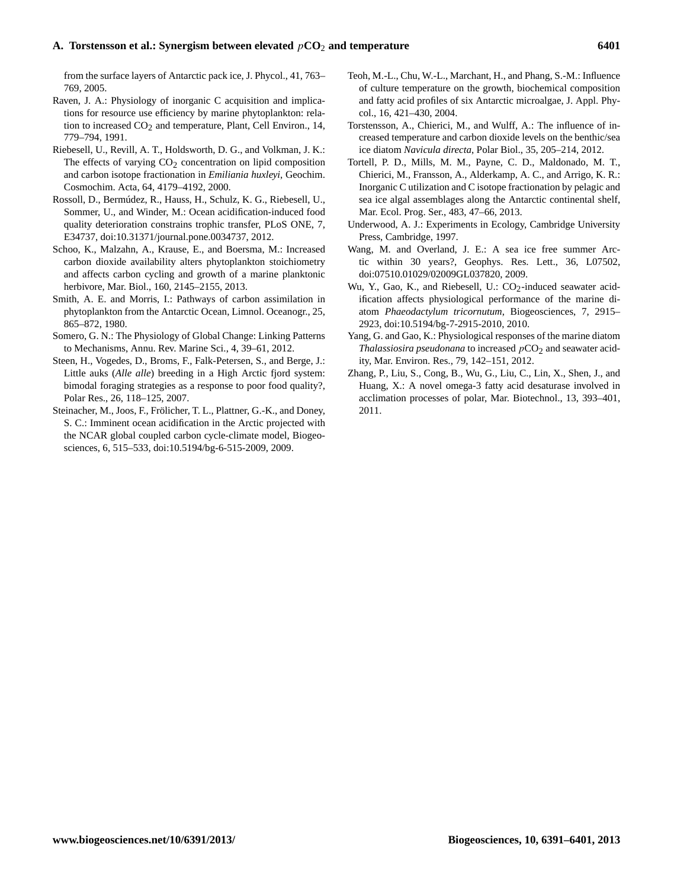from the surface layers of Antarctic pack ice, J. Phycol., 41, 763–769, 2005.

Raven, J. A.: Physiology of inorganic C acquisition and implications for resource use efficiency by marine phytoplankton: relation to increased $CO_2$ and temperature, Plant, Cell Environ., 14, 779–794, 1991.

Riebesell, U., Revill, A. T., Holdsworth, D. G., and Volkman, J. K.: The effects of varying $CO_2$ concentration on lipid composition and carbon isotope fractionation in *Emiliania huxleyi*, Geochim. Cosmochim. Acta, 64, 4179–4192, 2000.

Rossoll, D., Bermúdez, R., Hauss, H., Schulz, K. G., Riebesell, U., Sommer, U., and Winder, M.: Ocean acidification-induced food quality deterioration constrains trophic transfer, PLoS ONE, 7, E34737, doi:10.31371/journal.pone.0034737, 2012.

Schoo, K., Malzahn, A., Krause, E., and Boersma, M.: Increased carbon dioxide availability alters phytoplankton stoichiometry and affects carbon cycling and growth of a marine planktonic herbivore, Mar. Biol., 160, 2145–2155, 2013.

Smith, A. E. and Morris, I.: Pathways of carbon assimilation in phytoplankton from the Antarctic Ocean, Limnol. Oceanogr., 25, 865–872, 1980.

Somero, G. N.: The Physiology of Global Change: Linking Patterns to Mechanisms, Annu. Rev. Marine Sci., 4, 39–61, 2012.

Steen, H., Vogedes, D., Broms, F., Falk-Petersen, S., and Berge, J.: Little auks (*Alle alle*) breeding in a High Arctic fjord system: bimodal foraging strategies as a response to poor food quality?, Polar Res., 26, 118–125, 2007.

Steinacher, M., Joos, F., Frölicher, T. L., Plattner, G.-K., and Doney, S. C.: Imminent ocean acidification in the Arctic projected with the NCAR global coupled carbon cycle-climate model, Biogeosciences, 6, 515–533, doi:10.5194/bg-6-515-2009, 2009.

Teoh, M.-L., Chu, W.-L., Marchant, H., and Phang, S.-M.: Influence of culture temperature on the growth, biochemical composition and fatty acid profiles of six Antarctic microalgae, J. Appl. Phycol., 16, 421–430, 2004.

Torstensson, A., Chierici, M., and Wulff, A.: The influence of increased temperature and carbon dioxide levels on the benthic/sea ice diatom *Navicula directa*, Polar Biol., 35, 205–214, 2012.

Tortell, P. D., Mills, M. M., Payne, C. D., Maldonado, M. T., Chierici, M., Fransson, A., Alderkamp, A. C., and Arrigo, K. R.: Inorganic C utilization and C isotope fractionation by pelagic and sea ice algal assemblages along the Antarctic continental shelf, Mar. Ecol. Prog. Ser., 483, 47–66, 2013.

Underwood, A. J.: Experiments in Ecology, Cambridge University Press, Cambridge, 1997.

Wang, M. and Overland, J. E.: A sea ice free summer Arctic within 30 years?, Geophys. Res. Lett., 36, L07502, doi:07510.01029/02009GL037820, 2009.

Wu, Y., Gao, K., and Riebesell, U.: $CO_2$-induced seawater acidification affects physiological performance of the marine diatom *Phaeodactylum tricornutum*, Biogeosciences, 7, 2915–2923, doi:10.5194/bg-7-2915-2010, 2010.

Yang, G. and Gao, K.: Physiological responses of the marine diatom *Thalassiosira pseudonana* to increased $p\mathrm{CO}_2$ and seawater acidity, Mar. Environ. Res., 79, 142–151, 2012.

Zhang, P., Liu, S., Cong, B., Wu, G., Liu, C., Lin, X., Shen, J., and Huang, X.: A novel omega-3 fatty acid desaturase involved in acclimation processes of polar, Mar. Biotechnol., 13, 393–401, 2011.